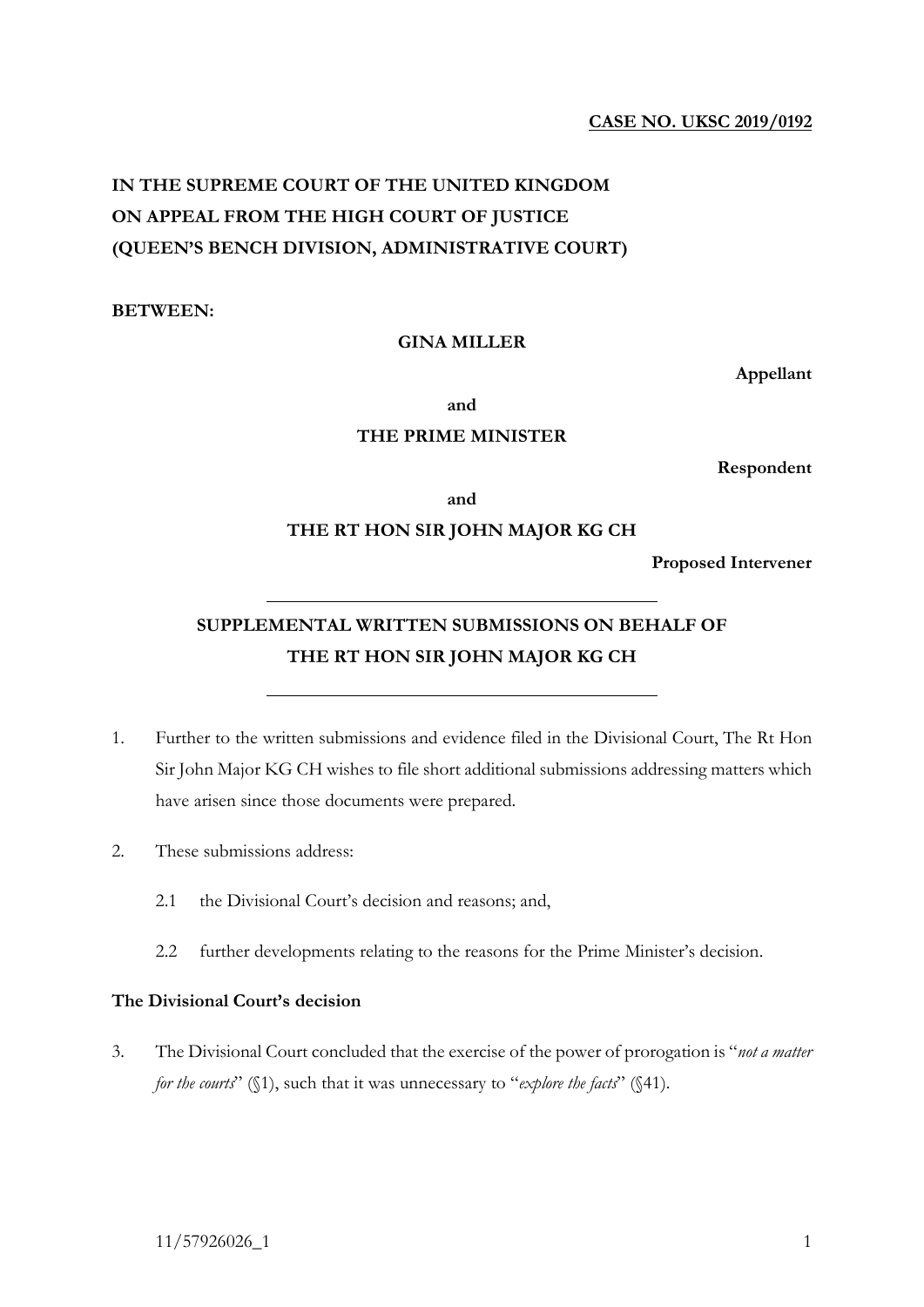**CASE NO. UKSC 2019/0192**

**IN THE SUPREME COURT OF THE UNITED KINGDOM**
**ON APPEAL FROM THE HIGH COURT OF JUSTICE**
**(QUEEN'S BENCH DIVISION, ADMINISTRATIVE COURT)**

**BETWEEN:**

**GINA MILLER**

**Appellant**

**and**

**THE PRIME MINISTER**

**Respondent**

**and**

**THE RT HON SIR JOHN MAJOR KG CH**

**Proposed Intervener**

---

**SUPPLEMENTAL WRITTEN SUBMISSIONS ON BEHALF OF THE RT HON SIR JOHN MAJOR KG CH**

---

1. Further to the written submissions and evidence filed in the Divisional Court, The Rt Hon Sir John Major KG CH wishes to file short additional submissions addressing matters which have arisen since those documents were prepared.

2. These submissions address:

   2.1 the Divisional Court's decision and reasons; and,

   2.2 further developments relating to the reasons for the Prime Minister's decision.

**The Divisional Court's decision**

3. The Divisional Court concluded that the exercise of the power of prorogation is "*not a matter for the courts*" (§1), such that it was unnecessary to "*explore the facts*" (§41).

11/57926026_1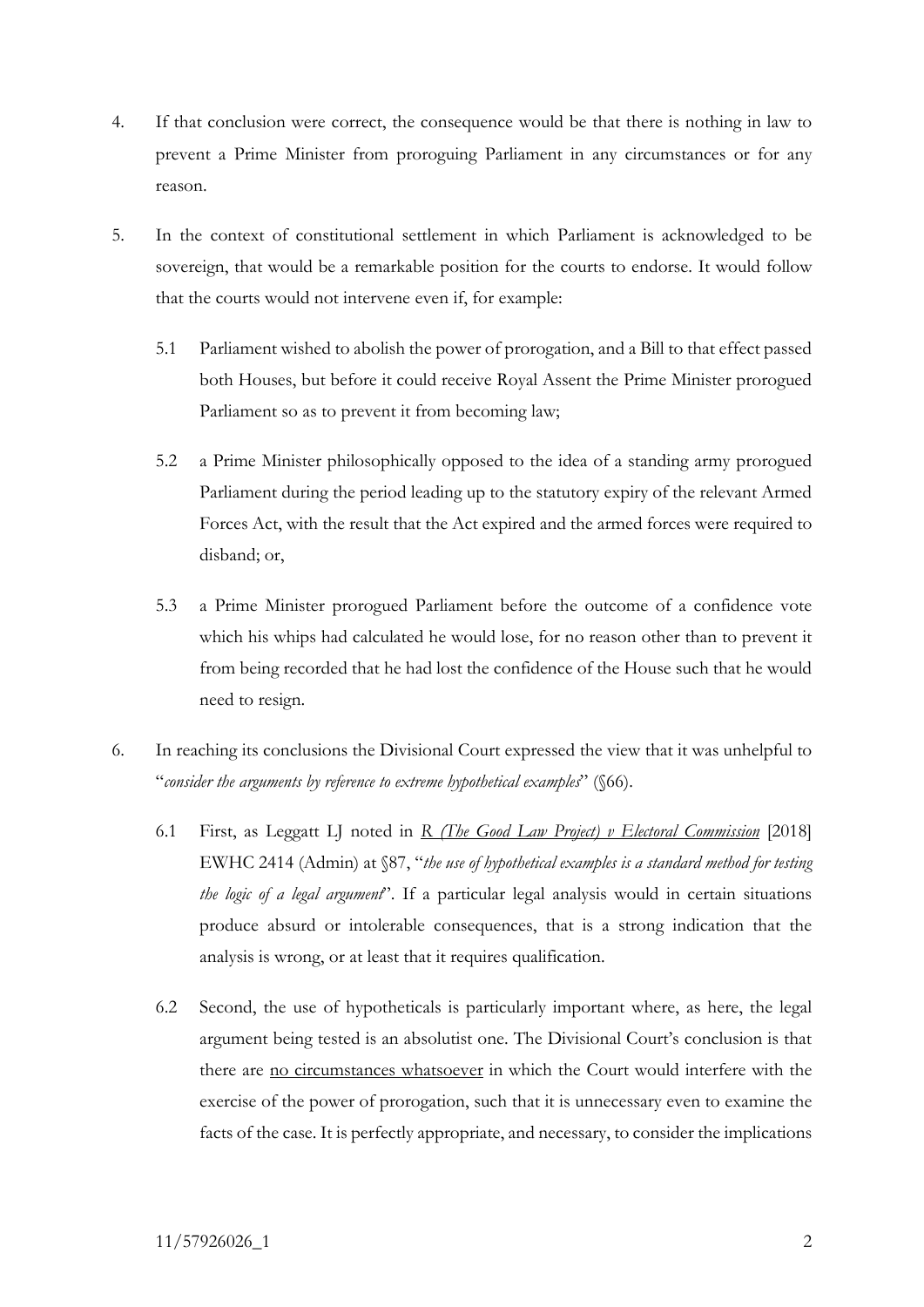4. If that conclusion were correct, the consequence would be that there is nothing in law to prevent a Prime Minister from proroguing Parliament in any circumstances or for any reason.

5. In the context of constitutional settlement in which Parliament is acknowledged to be sovereign, that would be a remarkable position for the courts to endorse. It would follow that the courts would not intervene even if, for example:

   5.1 Parliament wished to abolish the power of prorogation, and a Bill to that effect passed both Houses, but before it could receive Royal Assent the Prime Minister prorogued Parliament so as to prevent it from becoming law;

   5.2 a Prime Minister philosophically opposed to the idea of a standing army prorogued Parliament during the period leading up to the statutory expiry of the relevant Armed Forces Act, with the result that the Act expired and the armed forces were required to disband; or,

   5.3 a Prime Minister prorogued Parliament before the outcome of a confidence vote which his whips had calculated he would lose, for no reason other than to prevent it from being recorded that he had lost the confidence of the House such that he would need to resign.

6. In reaching its conclusions the Divisional Court expressed the view that it was unhelpful to "*consider the arguments by reference to extreme hypothetical examples*" (§66).

   6.1 First, as Leggatt LJ noted in <u>*R (The Good Law Project) v Electoral Commission*</u> [2018] EWHC 2414 (Admin) at §87, "*the use of hypothetical examples is a standard method for testing the logic of a legal argument*". If a particular legal analysis would in certain situations produce absurd or intolerable consequences, that is a strong indication that the analysis is wrong, or at least that it requires qualification.

   6.2 Second, the use of hypotheticals is particularly important where, as here, the legal argument being tested is an absolutist one. The Divisional Court's conclusion is that there are <u>no circumstances whatsoever</u> in which the Court would interfere with the exercise of the power of prorogation, such that it is unnecessary even to examine the facts of the case. It is perfectly appropriate, and necessary, to consider the implications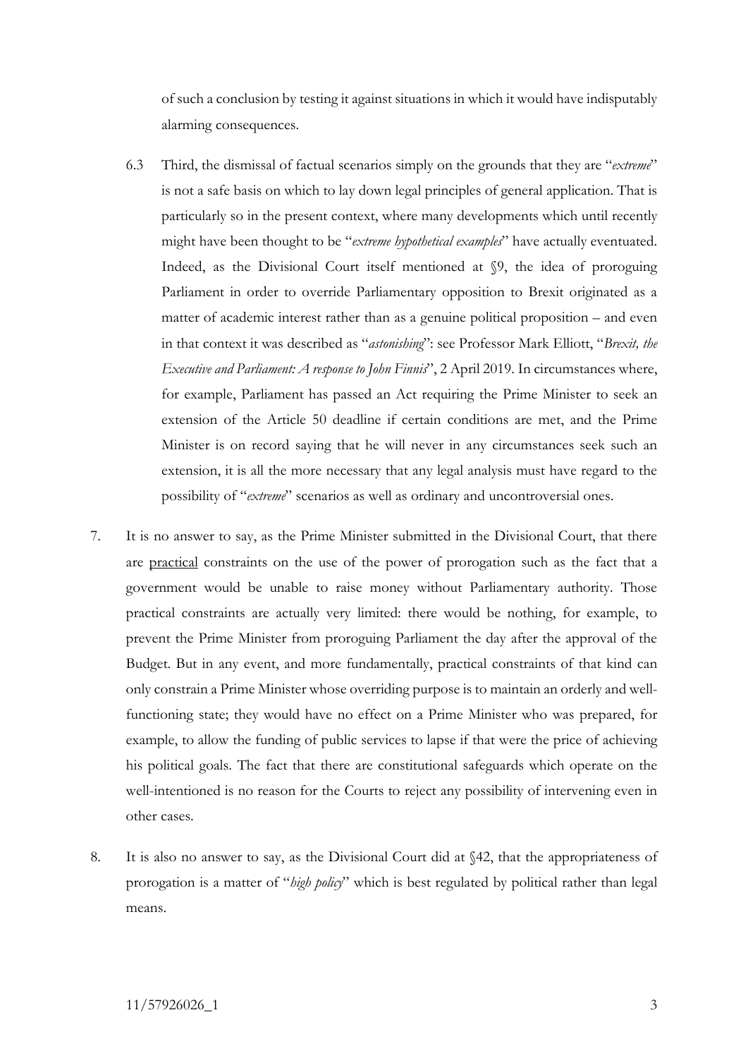of such a conclusion by testing it against situations in which it would have indisputably alarming consequences.

6.3 Third, the dismissal of factual scenarios simply on the grounds that they are "*extreme*" is not a safe basis on which to lay down legal principles of general application. That is particularly so in the present context, where many developments which until recently might have been thought to be "*extreme hypothetical examples*" have actually eventuated. Indeed, as the Divisional Court itself mentioned at §9, the idea of proroguing Parliament in order to override Parliamentary opposition to Brexit originated as a matter of academic interest rather than as a genuine political proposition – and even in that context it was described as "*astonishing*": see Professor Mark Elliott, "*Brexit, the Executive and Parliament: A response to John Finnis*", 2 April 2019. In circumstances where, for example, Parliament has passed an Act requiring the Prime Minister to seek an extension of the Article 50 deadline if certain conditions are met, and the Prime Minister is on record saying that he will never in any circumstances seek such an extension, it is all the more necessary that any legal analysis must have regard to the possibility of "*extreme*" scenarios as well as ordinary and uncontroversial ones.

7. It is no answer to say, as the Prime Minister submitted in the Divisional Court, that there are <u>practical</u> constraints on the use of the power of prorogation such as the fact that a government would be unable to raise money without Parliamentary authority. Those practical constraints are actually very limited: there would be nothing, for example, to prevent the Prime Minister from proroguing Parliament the day after the approval of the Budget. But in any event, and more fundamentally, practical constraints of that kind can only constrain a Prime Minister whose overriding purpose is to maintain an orderly and well-functioning state; they would have no effect on a Prime Minister who was prepared, for example, to allow the funding of public services to lapse if that were the price of achieving his political goals. The fact that there are constitutional safeguards which operate on the well-intentioned is no reason for the Courts to reject any possibility of intervening even in other cases.

8. It is also no answer to say, as the Divisional Court did at §42, that the appropriateness of prorogation is a matter of "*high policy*" which is best regulated by political rather than legal means.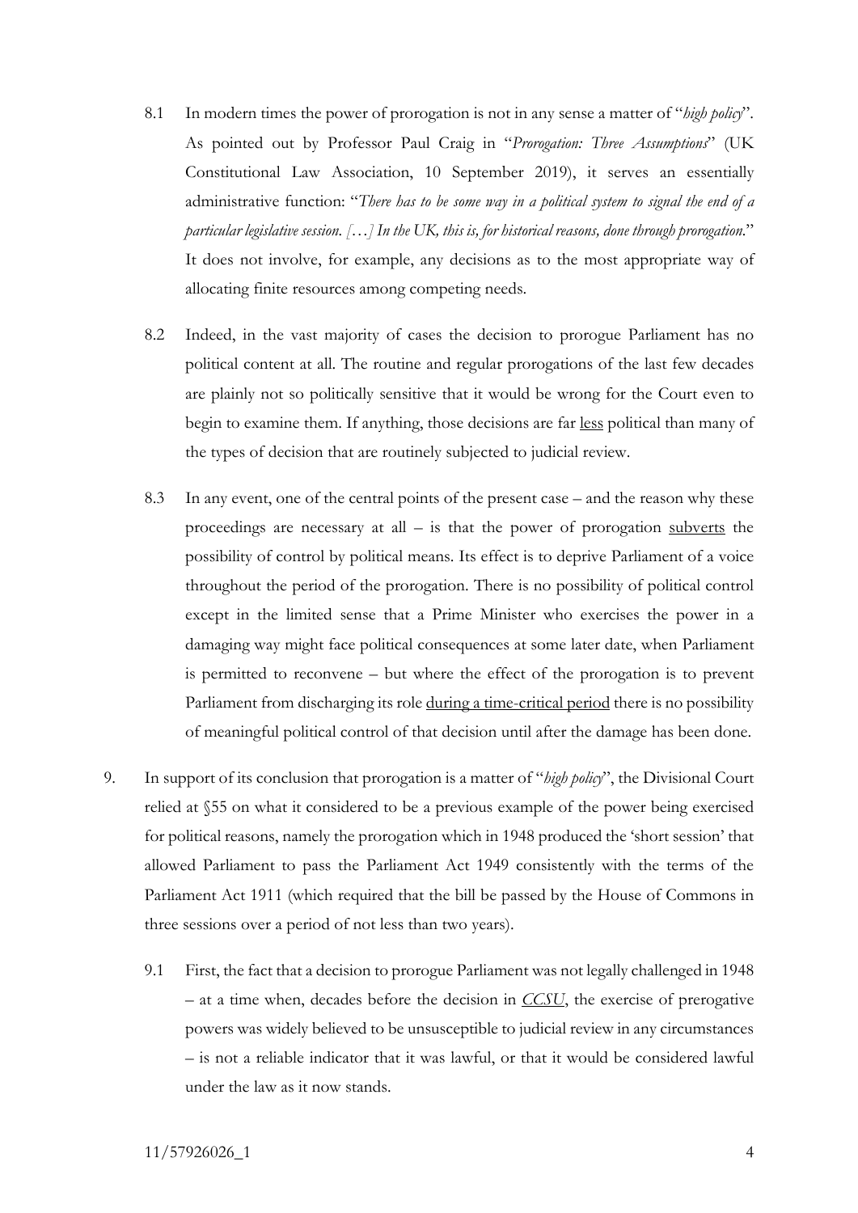8.1 In modern times the power of prorogation is not in any sense a matter of "*high policy*". As pointed out by Professor Paul Craig in "*Prorogation: Three Assumptions*" (UK Constitutional Law Association, 10 September 2019), it serves an essentially administrative function: "*There has to be some way in a political system to signal the end of a particular legislative session. […] In the UK, this is, for historical reasons, done through prorogation.*" It does not involve, for example, any decisions as to the most appropriate way of allocating finite resources among competing needs.

8.2 Indeed, in the vast majority of cases the decision to prorogue Parliament has no political content at all. The routine and regular prorogations of the last few decades are plainly not so politically sensitive that it would be wrong for the Court even to begin to examine them. If anything, those decisions are far <u>less</u> political than many of the types of decision that are routinely subjected to judicial review.

8.3 In any event, one of the central points of the present case – and the reason why these proceedings are necessary at all – is that the power of prorogation <u>subverts</u> the possibility of control by political means. Its effect is to deprive Parliament of a voice throughout the period of the prorogation. There is no possibility of political control except in the limited sense that a Prime Minister who exercises the power in a damaging way might face political consequences at some later date, when Parliament is permitted to reconvene – but where the effect of the prorogation is to prevent Parliament from discharging its role <u>during a time-critical period</u> there is no possibility of meaningful political control of that decision until after the damage has been done.

9. In support of its conclusion that prorogation is a matter of "*high policy*", the Divisional Court relied at §55 on what it considered to be a previous example of the power being exercised for political reasons, namely the prorogation which in 1948 produced the 'short session' that allowed Parliament to pass the Parliament Act 1949 consistently with the terms of the Parliament Act 1911 (which required that the bill be passed by the House of Commons in three sessions over a period of not less than two years).

9.1 First, the fact that a decision to prorogue Parliament was not legally challenged in 1948 – at a time when, decades before the decision in <u>*CCSU*</u>, the exercise of prerogative powers was widely believed to be unsusceptible to judicial review in any circumstances – is not a reliable indicator that it was lawful, or that it would be considered lawful under the law as it now stands.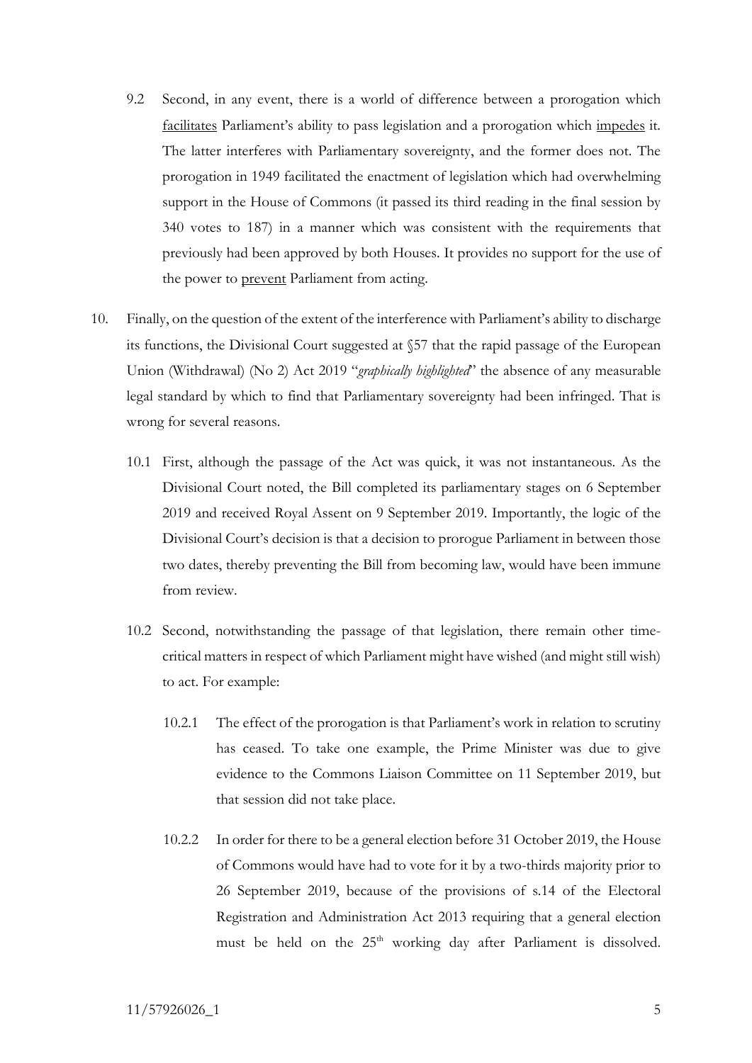9.2 Second, in any event, there is a world of difference between a prorogation which facilitates Parliament's ability to pass legislation and a prorogation which impedes it. The latter interferes with Parliamentary sovereignty, and the former does not. The prorogation in 1949 facilitated the enactment of legislation which had overwhelming support in the House of Commons (it passed its third reading in the final session by 340 votes to 187) in a manner which was consistent with the requirements that previously had been approved by both Houses. It provides no support for the use of the power to prevent Parliament from acting.

10. Finally, on the question of the extent of the interference with Parliament's ability to discharge its functions, the Divisional Court suggested at §57 that the rapid passage of the European Union (Withdrawal) (No 2) Act 2019 "*graphically highlighted*" the absence of any measurable legal standard by which to find that Parliamentary sovereignty had been infringed. That is wrong for several reasons.

    10.1 First, although the passage of the Act was quick, it was not instantaneous. As the Divisional Court noted, the Bill completed its parliamentary stages on 6 September 2019 and received Royal Assent on 9 September 2019. Importantly, the logic of the Divisional Court's decision is that a decision to prorogue Parliament in between those two dates, thereby preventing the Bill from becoming law, would have been immune from review.

    10.2 Second, notwithstanding the passage of that legislation, there remain other time-critical matters in respect of which Parliament might have wished (and might still wish) to act. For example:

        10.2.1 The effect of the prorogation is that Parliament's work in relation to scrutiny has ceased. To take one example, the Prime Minister was due to give evidence to the Commons Liaison Committee on 11 September 2019, but that session did not take place.

        10.2.2 In order for there to be a general election before 31 October 2019, the House of Commons would have had to vote for it by a two-thirds majority prior to 26 September 2019, because of the provisions of s.14 of the Electoral Registration and Administration Act 2013 requiring that a general election must be held on the 25th working day after Parliament is dissolved.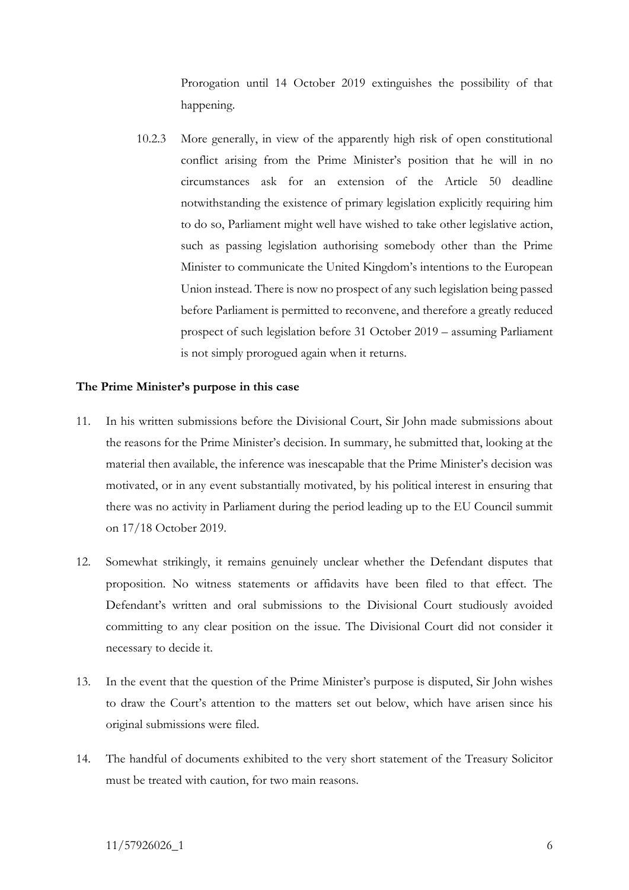Prorogation until 14 October 2019 extinguishes the possibility of that happening.

10.2.3 More generally, in view of the apparently high risk of open constitutional conflict arising from the Prime Minister's position that he will in no circumstances ask for an extension of the Article 50 deadline notwithstanding the existence of primary legislation explicitly requiring him to do so, Parliament might well have wished to take other legislative action, such as passing legislation authorising somebody other than the Prime Minister to communicate the United Kingdom's intentions to the European Union instead. There is now no prospect of any such legislation being passed before Parliament is permitted to reconvene, and therefore a greatly reduced prospect of such legislation before 31 October 2019 – assuming Parliament is not simply prorogued again when it returns.

**The Prime Minister's purpose in this case**

11. In his written submissions before the Divisional Court, Sir John made submissions about the reasons for the Prime Minister's decision. In summary, he submitted that, looking at the material then available, the inference was inescapable that the Prime Minister's decision was motivated, or in any event substantially motivated, by his political interest in ensuring that there was no activity in Parliament during the period leading up to the EU Council summit on 17/18 October 2019.

12. Somewhat strikingly, it remains genuinely unclear whether the Defendant disputes that proposition. No witness statements or affidavits have been filed to that effect. The Defendant's written and oral submissions to the Divisional Court studiously avoided committing to any clear position on the issue. The Divisional Court did not consider it necessary to decide it.

13. In the event that the question of the Prime Minister's purpose is disputed, Sir John wishes to draw the Court's attention to the matters set out below, which have arisen since his original submissions were filed.

14. The handful of documents exhibited to the very short statement of the Treasury Solicitor must be treated with caution, for two main reasons.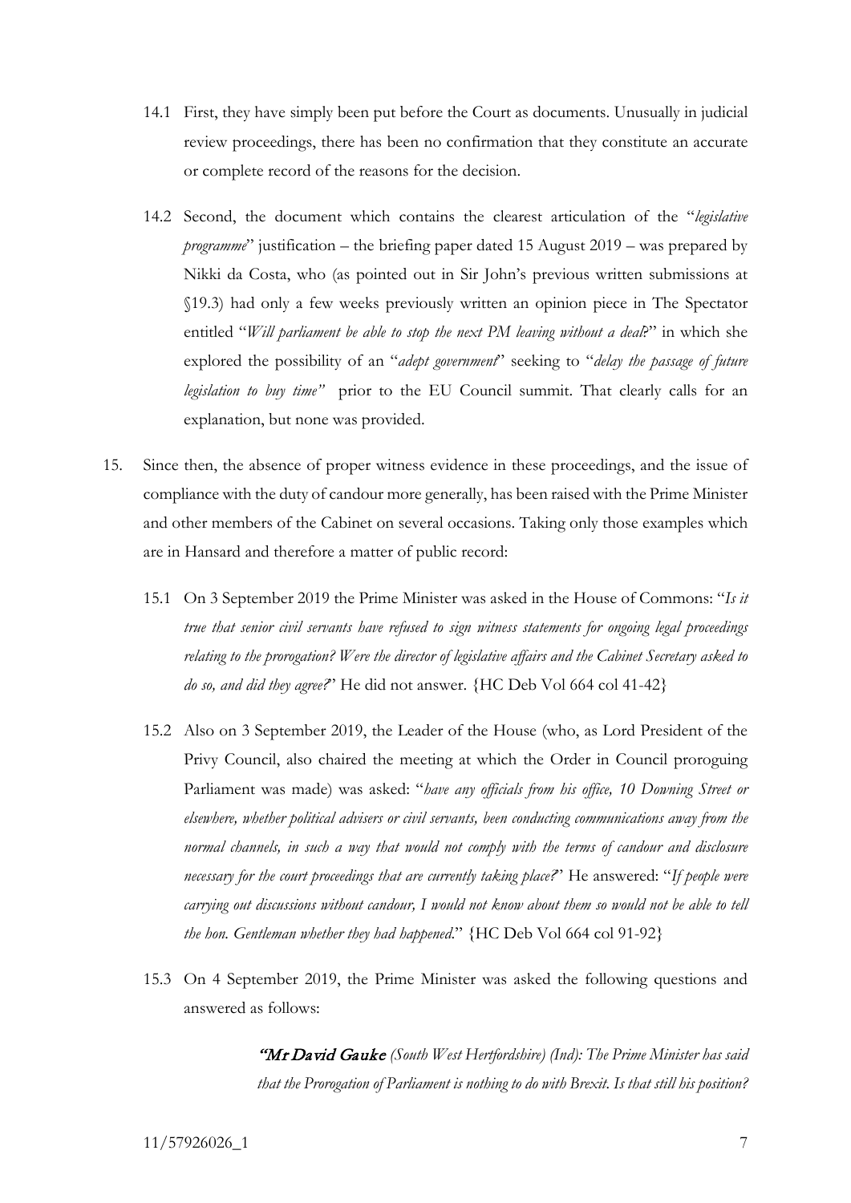14.1 First, they have simply been put before the Court as documents. Unusually in judicial review proceedings, there has been no confirmation that they constitute an accurate or complete record of the reasons for the decision.

14.2 Second, the document which contains the clearest articulation of the "*legislative programme*" justification – the briefing paper dated 15 August 2019 – was prepared by Nikki da Costa, who (as pointed out in Sir John's previous written submissions at §19.3) had only a few weeks previously written an opinion piece in The Spectator entitled "*Will parliament be able to stop the next PM leaving without a deal?*" in which she explored the possibility of an "*adept government*" seeking to "*delay the passage of future legislation to buy time"* prior to the EU Council summit. That clearly calls for an explanation, but none was provided.

15. Since then, the absence of proper witness evidence in these proceedings, and the issue of compliance with the duty of candour more generally, has been raised with the Prime Minister and other members of the Cabinet on several occasions. Taking only those examples which are in Hansard and therefore a matter of public record:

15.1 On 3 September 2019 the Prime Minister was asked in the House of Commons: "*Is it true that senior civil servants have refused to sign witness statements for ongoing legal proceedings relating to the prorogation? Were the director of legislative affairs and the Cabinet Secretary asked to do so, and did they agree?*" He did not answer. {HC Deb Vol 664 col 41-42}

15.2 Also on 3 September 2019, the Leader of the House (who, as Lord President of the Privy Council, also chaired the meeting at which the Order in Council proroguing Parliament was made) was asked: "*have any officials from his office, 10 Downing Street or elsewhere, whether political advisers or civil servants, been conducting communications away from the normal channels, in such a way that would not comply with the terms of candour and disclosure necessary for the court proceedings that are currently taking place?*" He answered: "*If people were carrying out discussions without candour, I would not know about them so would not be able to tell the hon. Gentleman whether they had happened.*" {HC Deb Vol 664 col 91-92}

15.3 On 4 September 2019, the Prime Minister was asked the following questions and answered as follows:

> ***"Mr David Gauke*** *(South West Hertfordshire) (Ind): The Prime Minister has said that the Prorogation of Parliament is nothing to do with Brexit. Is that still his position?*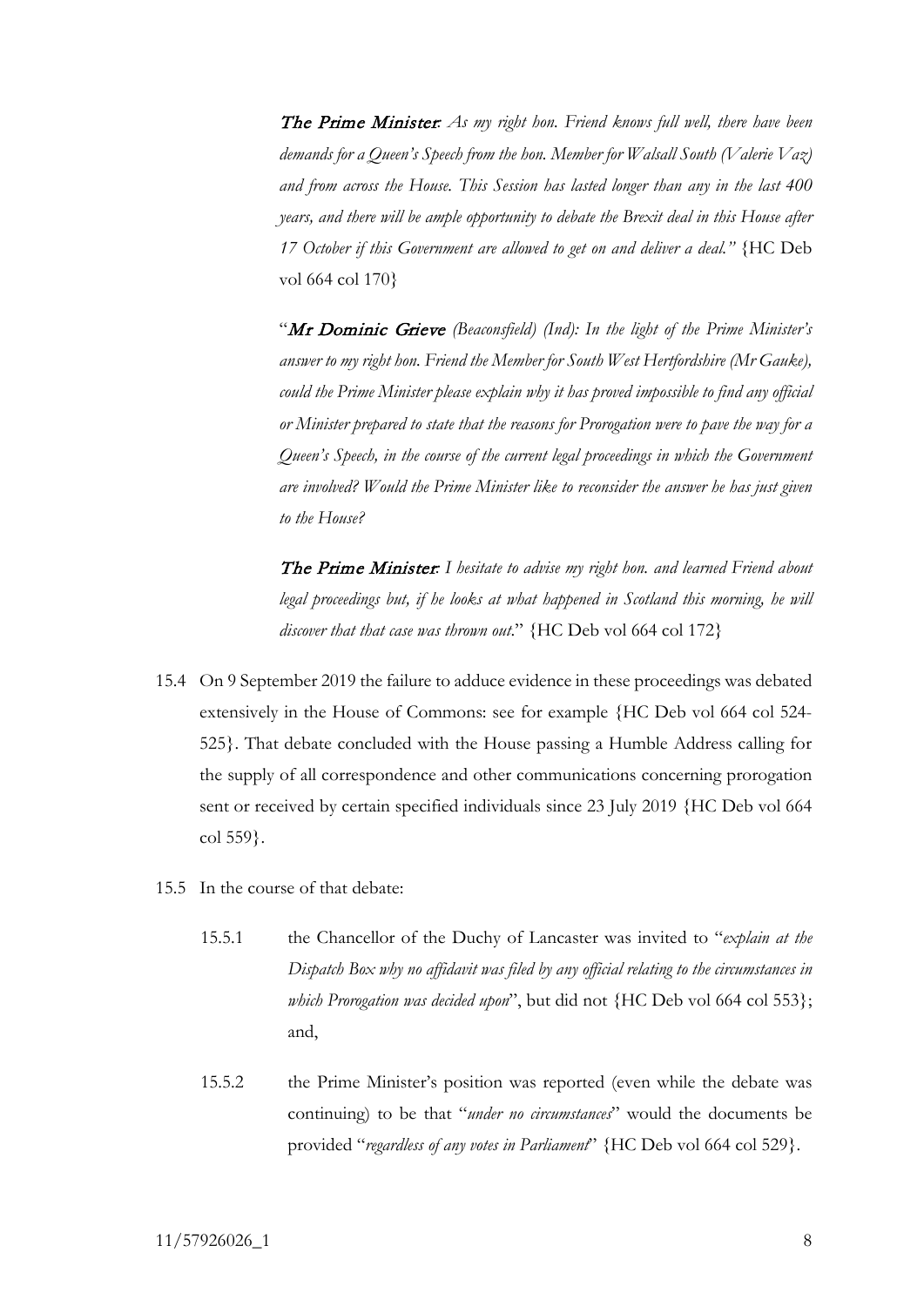> ***The Prime Minister**: As my right hon. Friend knows full well, there have been demands for a Queen's Speech from the hon. Member for Walsall South (Valerie Vaz) and from across the House. This Session has lasted longer than any in the last 400 years, and there will be ample opportunity to debate the Brexit deal in this House after 17 October if this Government are allowed to get on and deliver a deal."* {HC Deb vol 664 col 170}
>
> "***Mr Dominic Grieve** (Beaconsfield) (Ind): In the light of the Prime Minister's answer to my right hon. Friend the Member for South West Hertfordshire (Mr Gauke), could the Prime Minister please explain why it has proved impossible to find any official or Minister prepared to state that the reasons for Prorogation were to pave the way for a Queen's Speech, in the course of the current legal proceedings in which the Government are involved? Would the Prime Minister like to reconsider the answer he has just given to the House?*
>
> ***The Prime Minister**: I hesitate to advise my right hon. and learned Friend about legal proceedings but, if he looks at what happened in Scotland this morning, he will discover that that case was thrown out.*" {HC Deb vol 664 col 172}

15.4 On 9 September 2019 the failure to adduce evidence in these proceedings was debated extensively in the House of Commons: see for example {HC Deb vol 664 col 524-525}. That debate concluded with the House passing a Humble Address calling for the supply of all correspondence and other communications concerning prorogation sent or received by certain specified individuals since 23 July 2019 {HC Deb vol 664 col 559}.

15.5 In the course of that debate:

15.5.1 the Chancellor of the Duchy of Lancaster was invited to "*explain at the Dispatch Box why no affidavit was filed by any official relating to the circumstances in which Prorogation was decided upon*", but did not {HC Deb vol 664 col 553}; and,

15.5.2 the Prime Minister's position was reported (even while the debate was continuing) to be that "*under no circumstances*" would the documents be provided "*regardless of any votes in Parliament*" {HC Deb vol 664 col 529}.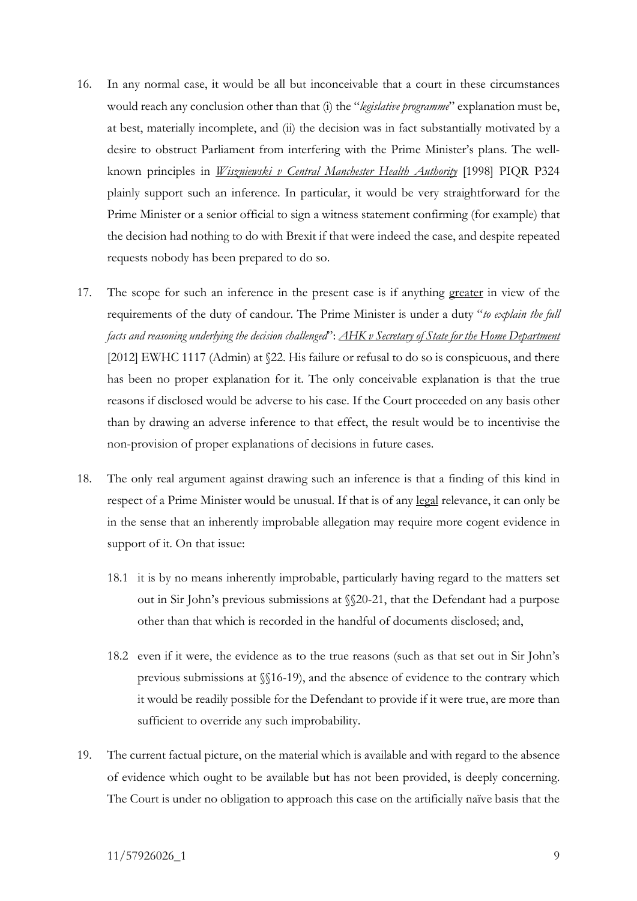16. In any normal case, it would be all but inconceivable that a court in these circumstances would reach any conclusion other than that (i) the "*legislative programme*" explanation must be, at best, materially incomplete, and (ii) the decision was in fact substantially motivated by a desire to obstruct Parliament from interfering with the Prime Minister's plans. The well-known principles in *Wiszniewski v Central Manchester Health Authority* [1998] PIQR P324 plainly support such an inference. In particular, it would be very straightforward for the Prime Minister or a senior official to sign a witness statement confirming (for example) that the decision had nothing to do with Brexit if that were indeed the case, and despite repeated requests nobody has been prepared to do so.

17. The scope for such an inference in the present case is if anything greater in view of the requirements of the duty of candour. The Prime Minister is under a duty "*to explain the full facts and reasoning underlying the decision challenged*": *AHK v Secretary of State for the Home Department* [2012] EWHC 1117 (Admin) at §22. His failure or refusal to do so is conspicuous, and there has been no proper explanation for it. The only conceivable explanation is that the true reasons if disclosed would be adverse to his case. If the Court proceeded on any basis other than by drawing an adverse inference to that effect, the result would be to incentivise the non-provision of proper explanations of decisions in future cases.

18. The only real argument against drawing such an inference is that a finding of this kind in respect of a Prime Minister would be unusual. If that is of any legal relevance, it can only be in the sense that an inherently improbable allegation may require more cogent evidence in support of it. On that issue:

    18.1 it is by no means inherently improbable, particularly having regard to the matters set out in Sir John's previous submissions at §§20-21, that the Defendant had a purpose other than that which is recorded in the handful of documents disclosed; and,

    18.2 even if it were, the evidence as to the true reasons (such as that set out in Sir John's previous submissions at §§16-19), and the absence of evidence to the contrary which it would be readily possible for the Defendant to provide if it were true, are more than sufficient to override any such improbability.

19. The current factual picture, on the material which is available and with regard to the absence of evidence which ought to be available but has not been provided, is deeply concerning. The Court is under no obligation to approach this case on the artificially naïve basis that the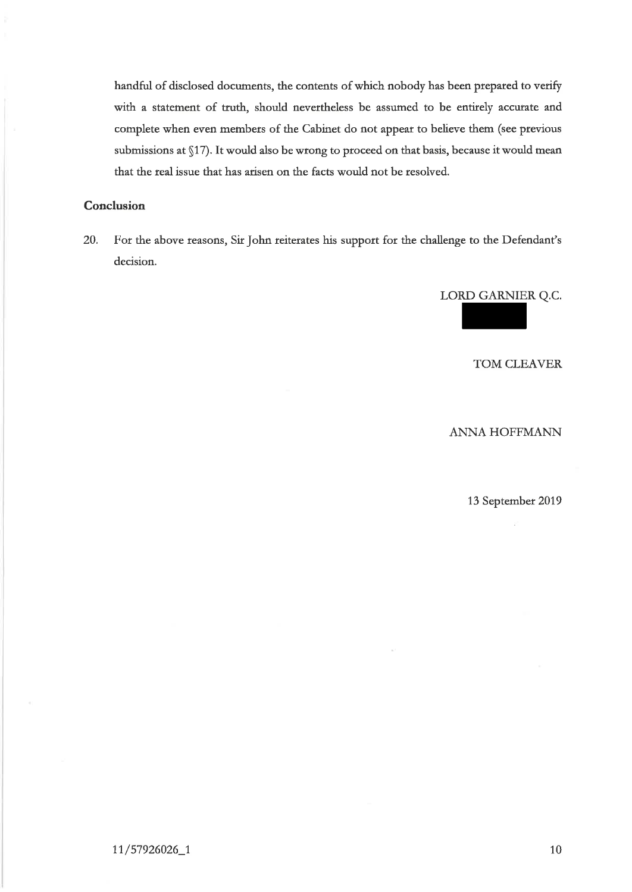handful of disclosed documents, the contents of which nobody has been prepared to verify with a statement of truth, should nevertheless be assumed to be entirely accurate and complete when even members of the Cabinet do not appear to believe them (see previous submissions at §17). It would also be wrong to proceed on that basis, because it would mean that the real issue that has arisen on the facts would not be resolved.

## Conclusion

20. For the above reasons, Sir John reiterates his support for the challenge to the Defendant's decision.

LORD GARNIER Q.C.

TOM CLEAVER

ANNA HOFFMANN

13 September 2019

11/57926026_1